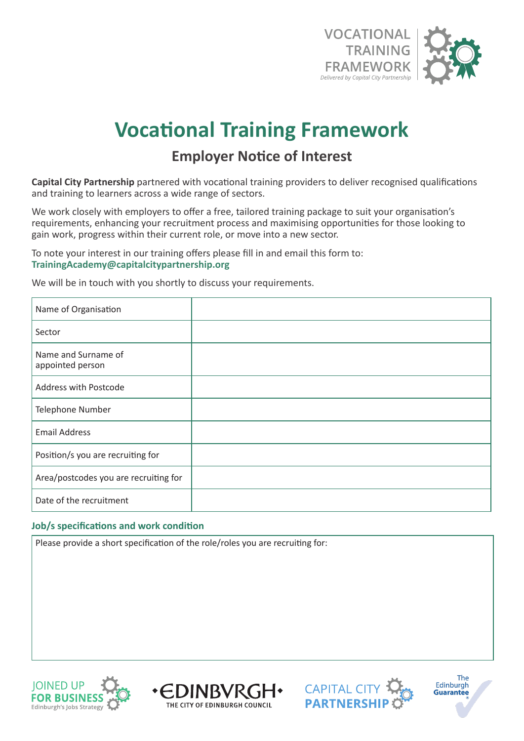VOCATIONAL TRAINING FRAMEWORK
*Delivered by Capital City Partnership*

# Vocational Training Framework

## Employer Notice of Interest

**Capital City Partnership** partnered with vocational training providers to deliver recognised qualifications and training to learners across a wide range of sectors.

We work closely with employers to offer a free, tailored training package to suit your organisation's requirements, enhancing your recruitment process and maximising opportunities for those looking to gain work, progress within their current role, or move into a new sector.

To note your interest in our training offers please fill in and email this form to:
**TrainingAcademy@capitalcitypartnership.org**

We will be in touch with you shortly to discuss your requirements.

| | |
|---|---|
| Name of Organisation | |
| Sector | |
| Name and Surname of appointed person | |
| Address with Postcode | |
| Telephone Number | |
| Email Address | |
| Position/s you are recruiting for | |
| Area/postcodes you are recruiting for | |
| Date of the recruitment | |

### Job/s specifications and work condition

Please provide a short specification of the role/roles you are recruiting for:

JOINED UP FOR BUSINESS – Edinburgh's Jobs Strategy | EDINBVRGH – THE CITY OF EDINBURGH COUNCIL | CAPITAL CITY PARTNERSHIP | The Edinburgh Guarantee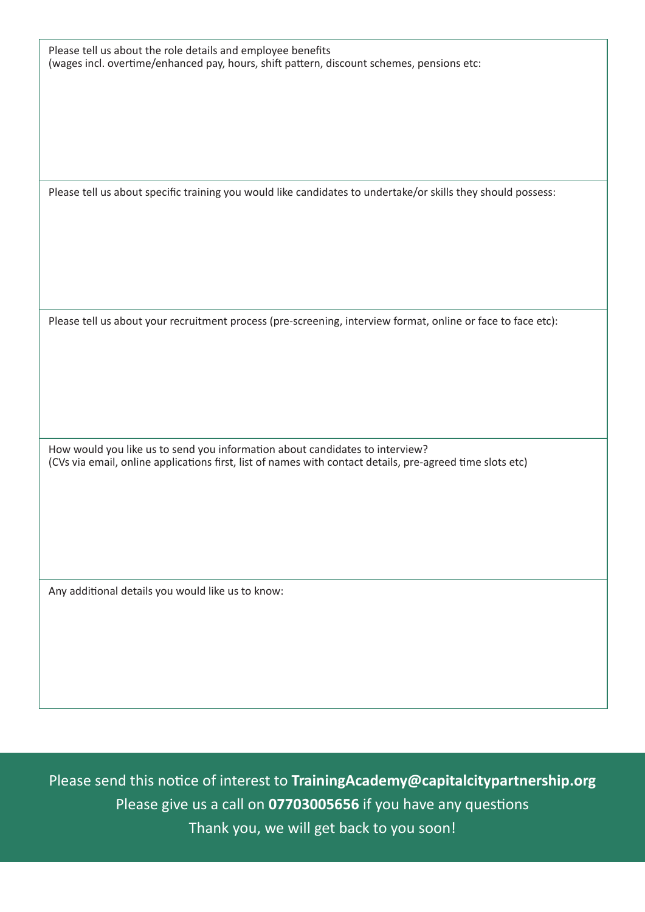Please tell us about the role details and employee benefits
(wages incl. overtime/enhanced pay, hours, shift pattern, discount schemes, pensions etc:

Please tell us about specific training you would like candidates to undertake/or skills they should possess:

Please tell us about your recruitment process (pre-screening, interview format, online or face to face etc):

How would you like us to send you information about candidates to interview?
(CVs via email, online applications first, list of names with contact details, pre-agreed time slots etc)

Any additional details you would like us to know:

Please send this notice of interest to **TrainingAcademy@capitalcitypartnership.org**
Please give us a call on **07703005656** if you have any questions
Thank you, we will get back to you soon!